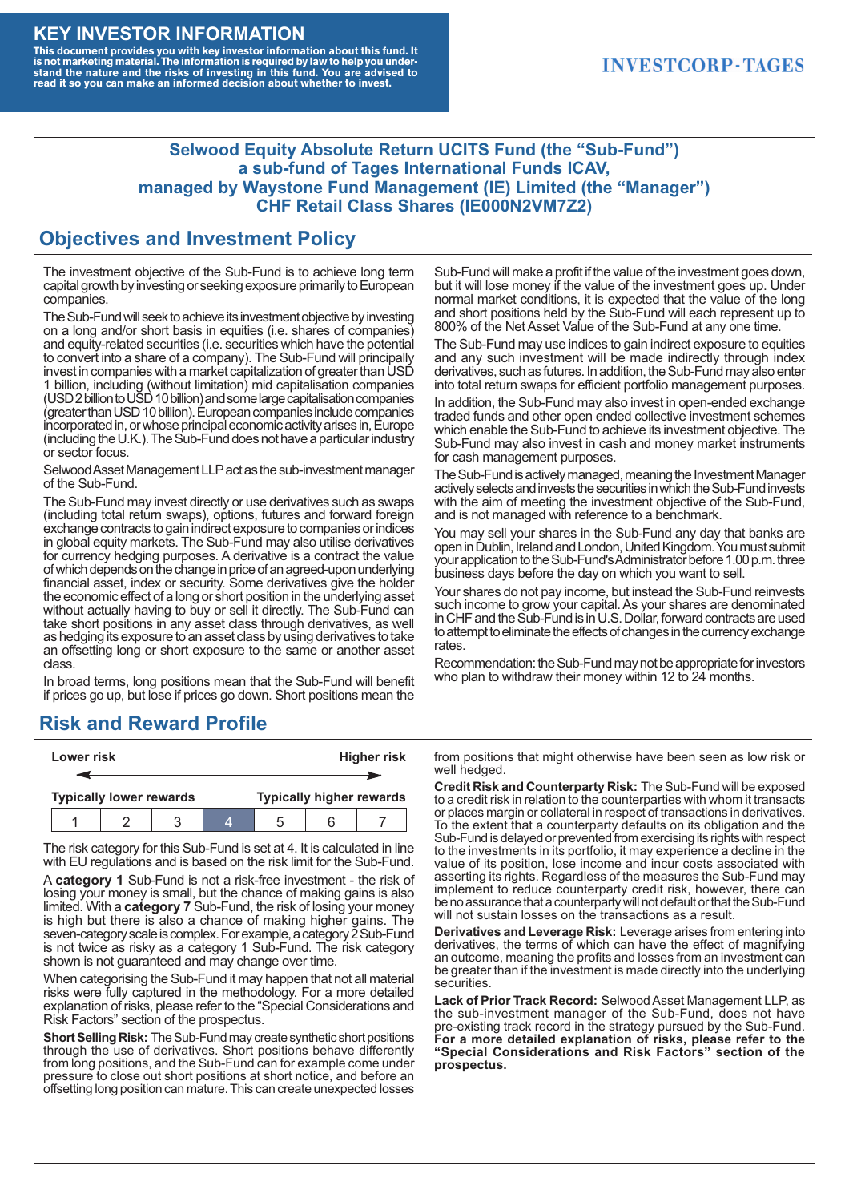# KEY INVESTOR INFORMATION

**This document provides you with key investor information about this fund. It is not marketing material. The information is required by law to help you understand the nature and the risks of investing in this fund. You are advised to read it so you can make an informed decision about whether to invest.**

INVESTCORP·TAGES

**Selwood Equity Absolute Return UCITS Fund (the "Sub-Fund")**
**a sub-fund of Tages International Funds ICAV,**
**managed by Waystone Fund Management (IE) Limited (the "Manager")**
**CHF Retail Class Shares (IE000N2VM7Z2)**

## Objectives and Investment Policy

The investment objective of the Sub-Fund is to achieve long term capital growth by investing or seeking exposure primarily to European companies.

The Sub-Fund will seek to achieve its investment objective by investing on a long and/or short basis in equities (i.e. shares of companies) and equity-related securities (i.e. securities which have the potential to convert into a share of a company). The Sub-Fund will principally invest in companies with a market capitalization of greater than USD 1 billion, including (without limitation) mid capitalisation companies (USD 2 billion to USD 10 billion) and some large capitalisation companies (greater than USD 10 billion). European companies include companies incorporated in, or whose principal economic activity arises in, Europe (including the U.K.). The Sub-Fund does not have a particular industry or sector focus.

Selwood Asset Management LLP act as the sub-investment manager of the Sub-Fund.

The Sub-Fund may invest directly or use derivatives such as swaps (including total return swaps), options, futures and forward foreign exchange contracts to gain indirect exposure to companies or indices in global equity markets. The Sub-Fund may also utilise derivatives for currency hedging purposes. A derivative is a contract the value of which depends on the change in price of an agreed-upon underlying financial asset, index or security. Some derivatives give the holder the economic effect of a long or short position in the underlying asset without actually having to buy or sell it directly. The Sub-Fund can take short positions in any asset class through derivatives, as well as hedging its exposure to an asset class by using derivatives to take an offsetting long or short exposure to the same or another asset class.

In broad terms, long positions mean that the Sub-Fund will benefit if prices go up, but lose if prices go down. Short positions mean the Sub-Fund will make a profit if the value of the investment goes down, but it will lose money if the value of the investment goes up. Under normal market conditions, it is expected that the value of the long and short positions held by the Sub-Fund will each represent up to 800% of the Net Asset Value of the Sub-Fund at any one time.

The Sub-Fund may use indices to gain indirect exposure to equities and any such investment will be made indirectly through index derivatives, such as futures. In addition, the Sub-Fund may also enter into total return swaps for efficient portfolio management purposes.

In addition, the Sub-Fund may also invest in open-ended exchange traded funds and other open ended collective investment schemes which enable the Sub-Fund to achieve its investment objective. The Sub-Fund may also invest in cash and money market instruments for cash management purposes.

The Sub-Fund is actively managed, meaning the Investment Manager actively selects and invests the securities in which the Sub-Fund invests with the aim of meeting the investment objective of the Sub-Fund, and is not managed with reference to a benchmark.

You may sell your shares in the Sub-Fund any day that banks are open in Dublin, Ireland and London, United Kingdom. You must submit your application to the Sub-Fund's Administrator before 1.00 p.m. three business days before the day on which you want to sell.

Your shares do not pay income, but instead the Sub-Fund reinvests such income to grow your capital. As your shares are denominated in CHF and the Sub-Fund is in U.S. Dollar, forward contracts are used to attempt to eliminate the effects of changes in the currency exchange rates.

Recommendation: the Sub-Fund may not be appropriate for investors who plan to withdraw their money within 12 to 24 months.

## Risk and Reward Profile

| Lower risk | | | | | | Higher risk |
|---|---|---|---|---|---|---|
| Typically lower rewards | | | | | | Typically higher rewards |
| 1 | 2 | 3 | **4** | 5 | 6 | 7 |

The risk category for this Sub-Fund is set at 4. It is calculated in line with EU regulations and is based on the risk limit for the Sub-Fund.

A **category 1** Sub-Fund is not a risk-free investment - the risk of losing your money is small, but the chance of making gains is also limited. With a **category 7** Sub-Fund, the risk of losing your money is high but there is also a chance of making higher gains. The seven-category scale is complex. For example, a category 2 Sub-Fund is not twice as risky as a category 1 Sub-Fund. The risk category shown is not guaranteed and may change over time.

When categorising the Sub-Fund it may happen that not all material risks were fully captured in the methodology. For a more detailed explanation of risks, please refer to the "Special Considerations and Risk Factors" section of the prospectus.

**Short Selling Risk:** The Sub-Fund may create synthetic short positions through the use of derivatives. Short positions behave differently from long positions, and the Sub-Fund can for example come under pressure to close out short positions at short notice, and before an offsetting long position can mature. This can create unexpected losses from positions that might otherwise have been seen as low risk or well hedged.

**Credit Risk and Counterparty Risk:** The Sub-Fund will be exposed to a credit risk in relation to the counterparties with whom it transacts or places margin or collateral in respect of transactions in derivatives. To the extent that a counterparty defaults on its obligation and the Sub-Fund is delayed or prevented from exercising its rights with respect to the investments in its portfolio, it may experience a decline in the value of its position, lose income and incur costs associated with asserting its rights. Regardless of the measures the Sub-Fund may implement to reduce counterparty credit risk, however, there can be no assurance that a counterparty will not default or that the Sub-Fund will not sustain losses on the transactions as a result.

**Derivatives and Leverage Risk:** Leverage arises from entering into derivatives, the terms of which can have the effect of magnifying an outcome, meaning the profits and losses from an investment can be greater than if the investment is made directly into the underlying securities.

**Lack of Prior Track Record:** Selwood Asset Management LLP, as the sub-investment manager of the Sub-Fund, does not have pre-existing track record in the strategy pursued by the Sub-Fund. **For a more detailed explanation of risks, please refer to the "Special Considerations and Risk Factors" section of the prospectus.**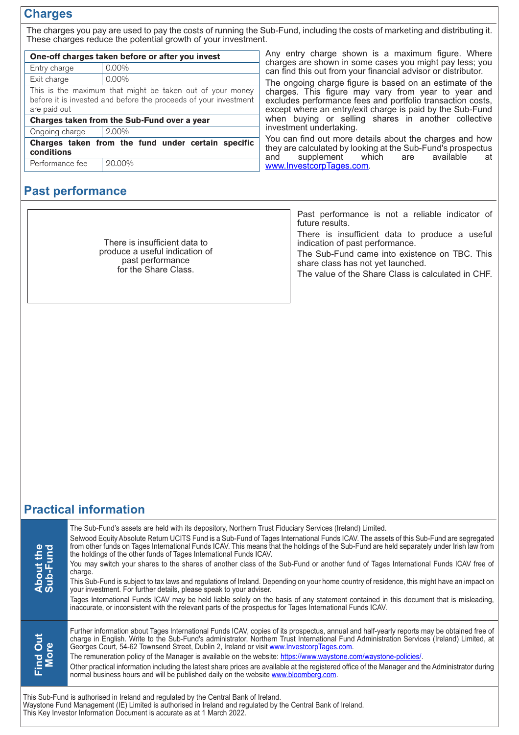## Charges

The charges you pay are used to pay the costs of running the Sub-Fund, including the costs of marketing and distributing it. These charges reduce the potential growth of your investment.

| One-off charges taken before or after you invest | |
|---|---|
| Entry charge | 0.00% |
| Exit charge | 0.00% |
| This is the maximum that might be taken out of your money before it is invested and before the proceeds of your investment are paid out | |
| **Charges taken from the Sub-Fund over a year** | |
| Ongoing charge | 2.00% |
| **Charges taken from the fund under certain specific conditions** | |
| Performance fee | 20.00% |

Any entry charge shown is a maximum figure. Where charges are shown in some cases you might pay less; you can find this out from your financial advisor or distributor.

The ongoing charge figure is based on an estimate of the charges. This figure may vary from year to year and excludes performance fees and portfolio transaction costs, except where an entry/exit charge is paid by the Sub-Fund when buying or selling shares in another collective investment undertaking.

You can find out more details about the charges and how they are calculated by looking at the Sub-Fund's prospectus and supplement which are available at www.InvestcorpTages.com.

## Past performance

There is insufficient data to produce a useful indication of past performance for the Share Class.

Past performance is not a reliable indicator of future results.

There is insufficient data to produce a useful indication of past performance.

The Sub-Fund came into existence on TBC. This share class has not yet launched.

The value of the Share Class is calculated in CHF.

## Practical information

### About the Sub-Fund

The Sub-Fund's assets are held with its depository, Northern Trust Fiduciary Services (Ireland) Limited.

Selwood Equity Absolute Return UCITS Fund is a Sub-Fund of Tages International Funds ICAV. The assets of this Sub-Fund are segregated from other funds on Tages International Funds ICAV. This means that the holdings of the Sub-Fund are held separately under Irish law from the holdings of the other funds of Tages International Funds ICAV.

You may switch your shares to the shares of another class of the Sub-Fund or another fund of Tages International Funds ICAV free of charge.

This Sub-Fund is subject to tax laws and regulations of Ireland. Depending on your home country of residence, this might have an impact on your investment. For further details, please speak to your adviser.

Tages International Funds ICAV may be held liable solely on the basis of any statement contained in this document that is misleading, inaccurate, or inconsistent with the relevant parts of the prospectus for Tages International Funds ICAV.

### Find Out More

Further information about Tages International Funds ICAV, copies of its prospectus, annual and half-yearly reports may be obtained free of charge in English. Write to the Sub-Fund's administrator, Northern Trust International Fund Administration Services (Ireland) Limited, at Georges Court, 54-62 Townsend Street, Dublin 2, Ireland or visit www.InvestcorpTages.com.

The remuneration policy of the Manager is available on the website: https://www.waystone.com/waystone-policies/.

Other practical information including the latest share prices are available at the registered office of the Manager and the Administrator during normal business hours and will be published daily on the website www.bloomberg.com.

This Sub-Fund is authorised in Ireland and regulated by the Central Bank of Ireland.
Waystone Fund Management (IE) Limited is authorised in Ireland and regulated by the Central Bank of Ireland.
This Key Investor Information Document is accurate as at 1 March 2022.